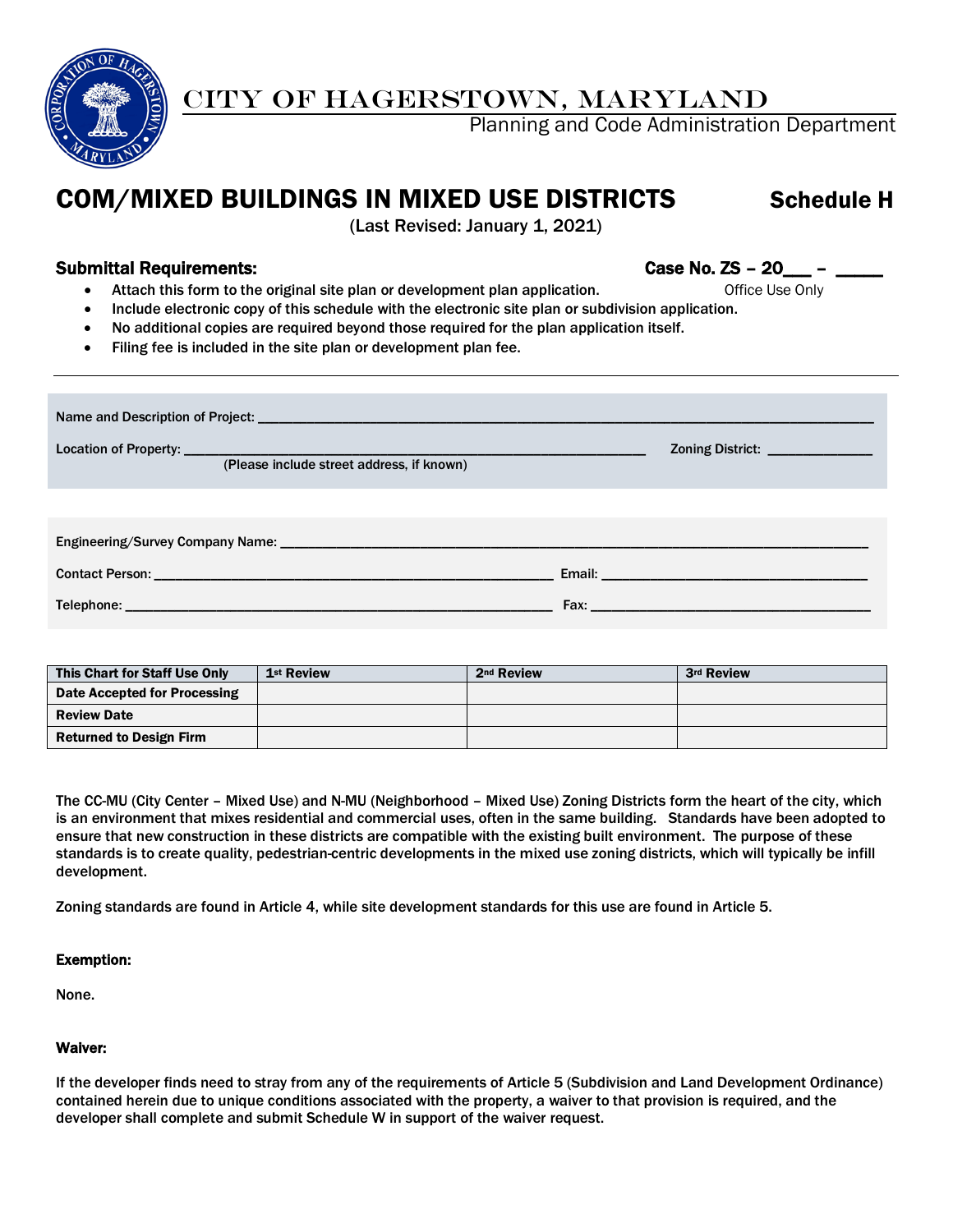# CITY OF HAGERSTOWN, MARYLAND

Planning and Code Administration Department

## COM/MIXED BUILDINGS IN MIXED USE DISTRICTS — Schedule H

(Last Revised: January 1, 2021)

**Submittal Requirements:**

**Case No. ZS – 20___ – _____**
Office Use Only

- Attach this form to the original site plan or development plan application.
- Include electronic copy of this schedule with the electronic site plan or subdivision application.
- No additional copies are required beyond those required for the plan application itself.
- Filing fee is included in the site plan or development plan fee.

---

Name and Description of Project: ____________________________________________

Location of Property: ____________________________________ Zoning District: ____________
(Please include street address, if known)

Engineering/Survey Company Name: ____________________________________________

Contact Person: ______________________________ Email: ______________________________

Telephone: ______________________________ Fax: ______________________________

| This Chart for Staff Use Only | 1st Review | 2nd Review | 3rd Review |
| --- | --- | --- | --- |
| Date Accepted for Processing | | | |
| Review Date | | | |
| Returned to Design Firm | | | |

The CC-MU (City Center – Mixed Use) and N-MU (Neighborhood – Mixed Use) Zoning Districts form the heart of the city, which is an environment that mixes residential and commercial uses, often in the same building. Standards have been adopted to ensure that new construction in these districts are compatible with the existing built environment. The purpose of these standards is to create quality, pedestrian-centric developments in the mixed use zoning districts, which will typically be infill development.

Zoning standards are found in Article 4, while site development standards for this use are found in Article 5.

**Exemption:**

None.

**Waiver:**

If the developer finds need to stray from any of the requirements of Article 5 (Subdivision and Land Development Ordinance) contained herein due to unique conditions associated with the property, a waiver to that provision is required, and the developer shall complete and submit Schedule W in support of the waiver request.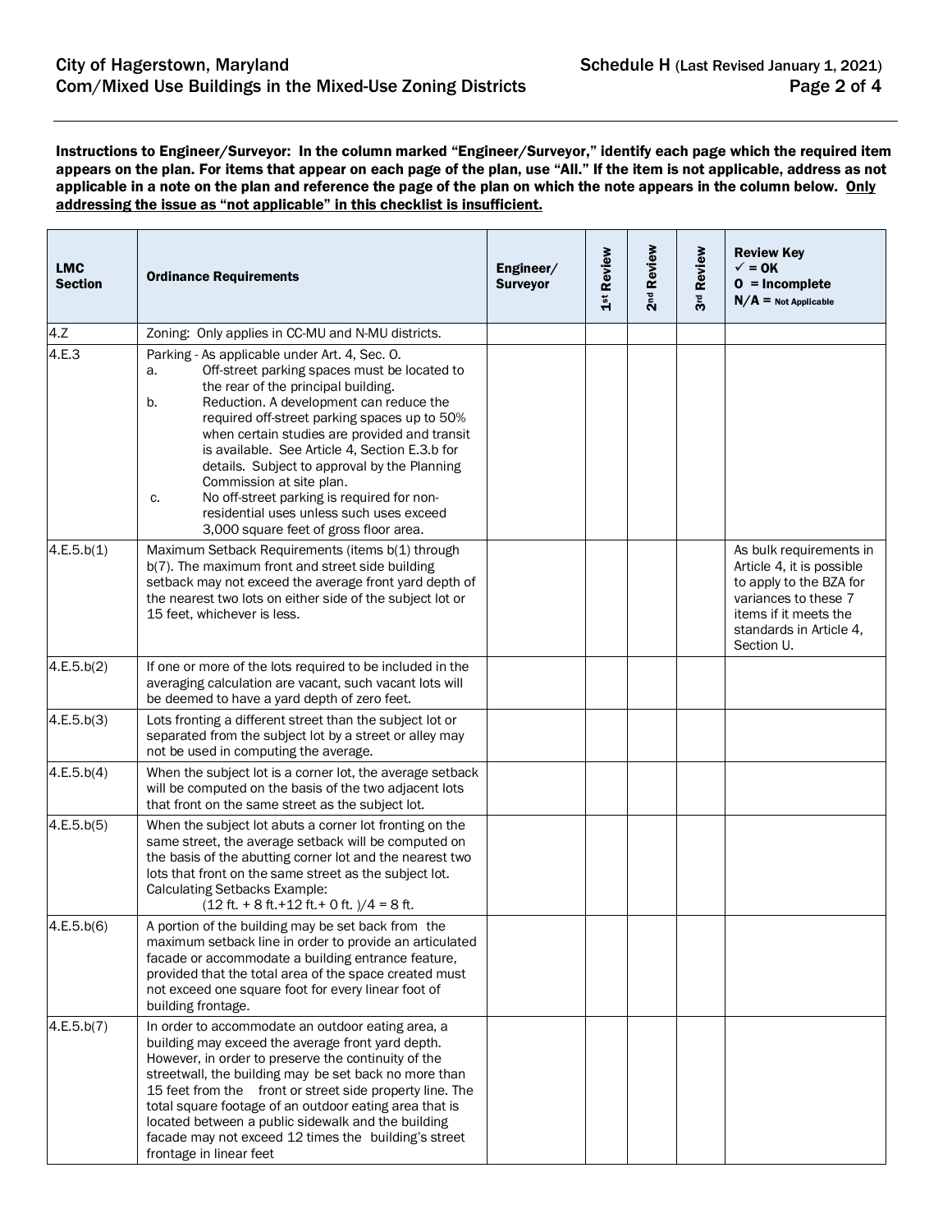**Instructions to Engineer/Surveyor: In the column marked "Engineer/Surveyor," identify each page which the required item appears on the plan. For items that appear on each page of the plan, use "All." If the item is not applicable, address as not applicable in a note on the plan and reference the page of the plan on which the note appears in the column below. Only addressing the issue as "not applicable" in this checklist is insufficient.**

| LMC Section | Ordinance Requirements | Engineer/ Surveyor | 1st Review | 2nd Review | 3rd Review | Review Key ✓ = OK O = Incomplete N/A = Not Applicable |
|---|---|---|---|---|---|---|
| 4.Z | Zoning: Only applies in CC-MU and N-MU districts. | | | | | |
| 4.E.3 | Parking - As applicable under Art. 4, Sec. O.<br>a. Off-street parking spaces must be located to the rear of the principal building.<br>b. Reduction. A development can reduce the required off-street parking spaces up to 50% when certain studies are provided and transit is available. See Article 4, Section E.3.b for details. Subject to approval by the Planning Commission at site plan.<br>c. No off-street parking is required for non-residential uses unless such uses exceed 3,000 square feet of gross floor area. | | | | | |
| 4.E.5.b(1) | Maximum Setback Requirements (items b(1) through b(7). The maximum front and street side building setback may not exceed the average front yard depth of the nearest two lots on either side of the subject lot or 15 feet, whichever is less. | | | | | As bulk requirements in Article 4, it is possible to apply to the BZA for variances to these 7 items if it meets the standards in Article 4, Section U. |
| 4.E.5.b(2) | If one or more of the lots required to be included in the averaging calculation are vacant, such vacant lots will be deemed to have a yard depth of zero feet. | | | | | |
| 4.E.5.b(3) | Lots fronting a different street than the subject lot or separated from the subject lot by a street or alley may not be used in computing the average. | | | | | |
| 4.E.5.b(4) | When the subject lot is a corner lot, the average setback will be computed on the basis of the two adjacent lots that front on the same street as the subject lot. | | | | | |
| 4.E.5.b(5) | When the subject lot abuts a corner lot fronting on the same street, the average setback will be computed on the basis of the abutting corner lot and the nearest two lots that front on the same street as the subject lot.<br>Calculating Setbacks Example:<br>(12 ft. + 8 ft.+12 ft.+ 0 ft. )/4 = 8 ft. | | | | | |
| 4.E.5.b(6) | A portion of the building may be set back from the maximum setback line in order to provide an articulated facade or accommodate a building entrance feature, provided that the total area of the space created must not exceed one square foot for every linear foot of building frontage. | | | | | |
| 4.E.5.b(7) | In order to accommodate an outdoor eating area, a building may exceed the average front yard depth. However, in order to preserve the continuity of the streetwall, the building may be set back no more than 15 feet from the front or street side property line. The total square footage of an outdoor eating area that is located between a public sidewalk and the building facade may not exceed 12 times the building's street frontage in linear feet | | | | | |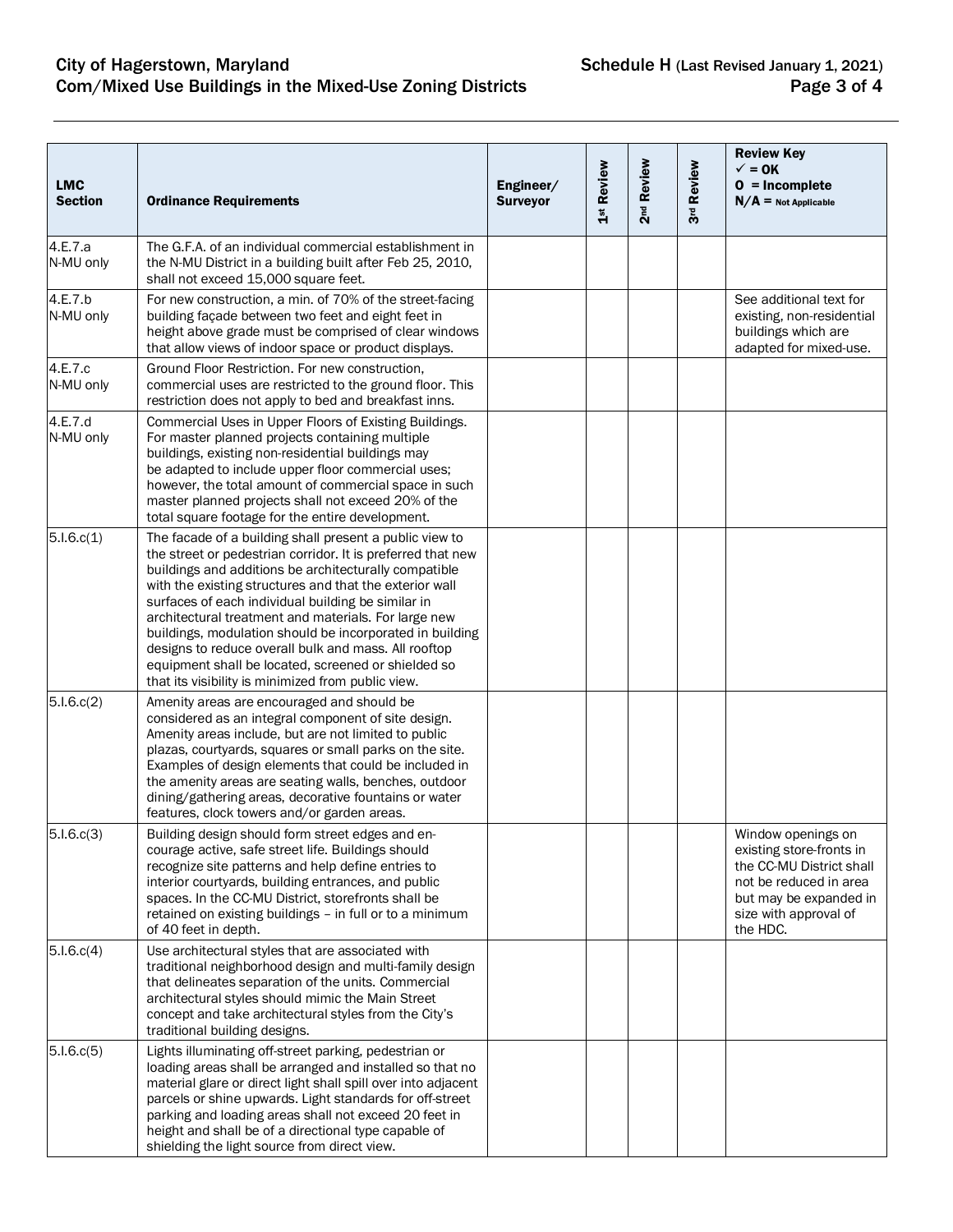| LMC Section | Ordinance Requirements | Engineer/ Surveyor | 1st Review | 2nd Review | 3rd Review | Review Key ✓ = OK O = Incomplete N/A = Not Applicable |
|---|---|---|---|---|---|---|
| 4.E.7.a N-MU only | The G.F.A. of an individual commercial establishment in the N-MU District in a building built after Feb 25, 2010, shall not exceed 15,000 square feet. | | | | | |
| 4.E.7.b N-MU only | For new construction, a min. of 70% of the street-facing building façade between two feet and eight feet in height above grade must be comprised of clear windows that allow views of indoor space or product displays. | | | | | See additional text for existing, non-residential buildings which are adapted for mixed-use. |
| 4.E.7.c N-MU only | Ground Floor Restriction. For new construction, commercial uses are restricted to the ground floor. This restriction does not apply to bed and breakfast inns. | | | | | |
| 4.E.7.d N-MU only | Commercial Uses in Upper Floors of Existing Buildings. For master planned projects containing multiple buildings, existing non-residential buildings may be adapted to include upper floor commercial uses; however, the total amount of commercial space in such master planned projects shall not exceed 20% of the total square footage for the entire development. | | | | | |
| 5.I.6.c(1) | The facade of a building shall present a public view to the street or pedestrian corridor. It is preferred that new buildings and additions be architecturally compatible with the existing structures and that the exterior wall surfaces of each individual building be similar in architectural treatment and materials. For large new buildings, modulation should be incorporated in building designs to reduce overall bulk and mass. All rooftop equipment shall be located, screened or shielded so that its visibility is minimized from public view. | | | | | |
| 5.I.6.c(2) | Amenity areas are encouraged and should be considered as an integral component of site design. Amenity areas include, but are not limited to public plazas, courtyards, squares or small parks on the site. Examples of design elements that could be included in the amenity areas are seating walls, benches, outdoor dining/gathering areas, decorative fountains or water features, clock towers and/or garden areas. | | | | | |
| 5.I.6.c(3) | Building design should form street edges and encourage active, safe street life. Buildings should recognize site patterns and help define entries to interior courtyards, building entrances, and public spaces. In the CC-MU District, storefronts shall be retained on existing buildings – in full or to a minimum of 40 feet in depth. | | | | | Window openings on existing store-fronts in the CC-MU District shall not be reduced in area but may be expanded in size with approval of the HDC. |
| 5.I.6.c(4) | Use architectural styles that are associated with traditional neighborhood design and multi-family design that delineates separation of the units. Commercial architectural styles should mimic the Main Street concept and take architectural styles from the City's traditional building designs. | | | | | |
| 5.I.6.c(5) | Lights illuminating off-street parking, pedestrian or loading areas shall be arranged and installed so that no material glare or direct light shall spill over into adjacent parcels or shine upwards. Light standards for off-street parking and loading areas shall not exceed 20 feet in height and shall be of a directional type capable of shielding the light source from direct view. | | | | | |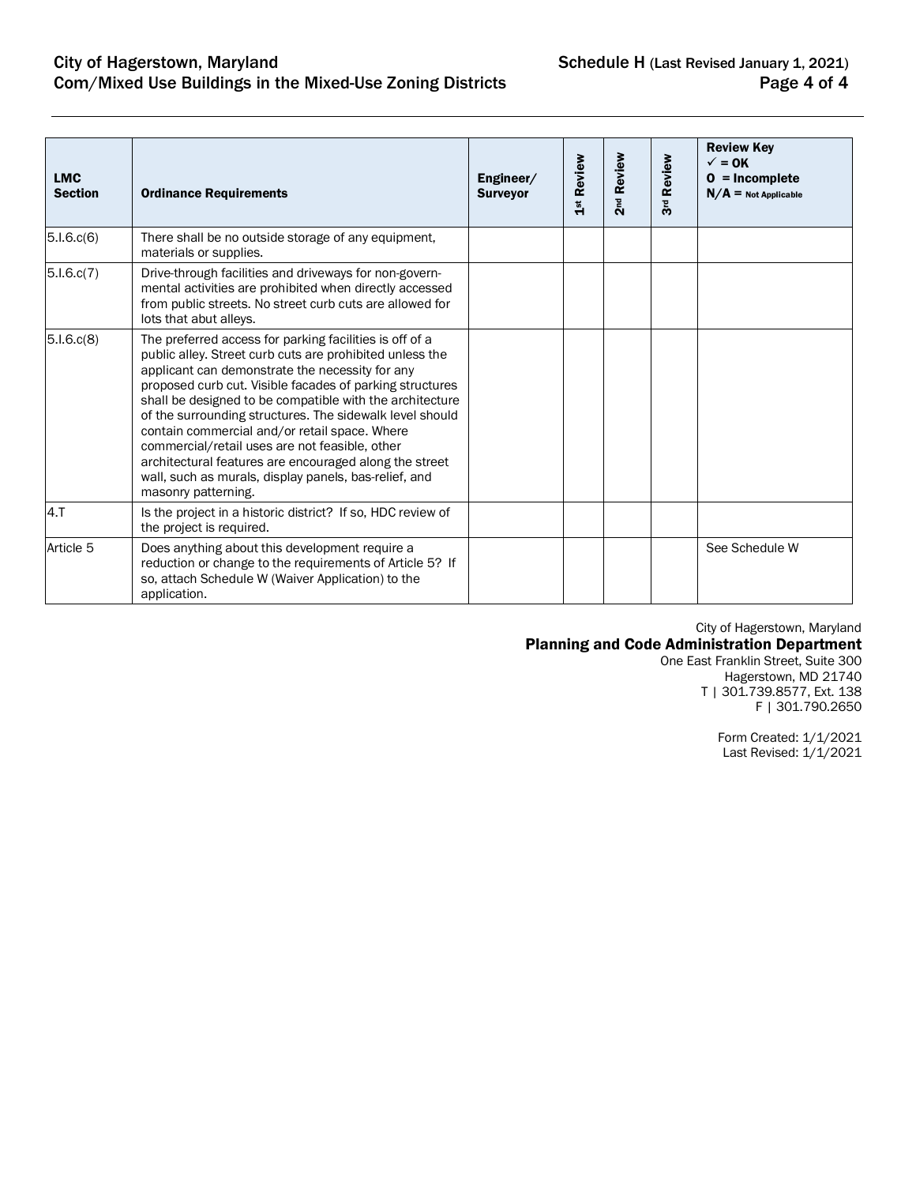| LMC Section | Ordinance Requirements | Engineer/ Surveyor | 1st Review | 2nd Review | 3rd Review | Review Key ✓ = OK O = Incomplete N/A = Not Applicable |
|---|---|---|---|---|---|---|
| 5.I.6.c(6) | There shall be no outside storage of any equipment, materials or supplies. | | | | | |
| 5.I.6.c(7) | Drive-through facilities and driveways for non-governmental activities are prohibited when directly accessed from public streets. No street curb cuts are allowed for lots that abut alleys. | | | | | |
| 5.I.6.c(8) | The preferred access for parking facilities is off of a public alley. Street curb cuts are prohibited unless the applicant can demonstrate the necessity for any proposed curb cut. Visible facades of parking structures shall be designed to be compatible with the architecture of the surrounding structures. The sidewalk level should contain commercial and/or retail space. Where commercial/retail uses are not feasible, other architectural features are encouraged along the street wall, such as murals, display panels, bas-relief, and masonry patterning. | | | | | |
| 4.T | Is the project in a historic district? If so, HDC review of the project is required. | | | | | |
| Article 5 | Does anything about this development require a reduction or change to the requirements of Article 5? If so, attach Schedule W (Waiver Application) to the application. | | | | | See Schedule W |

City of Hagerstown, Maryland
**Planning and Code Administration Department**
One East Franklin Street, Suite 300
Hagerstown, MD 21740
T | 301.739.8577, Ext. 138
F | 301.790.2650

Form Created: 1/1/2021
Last Revised: 1/1/2021